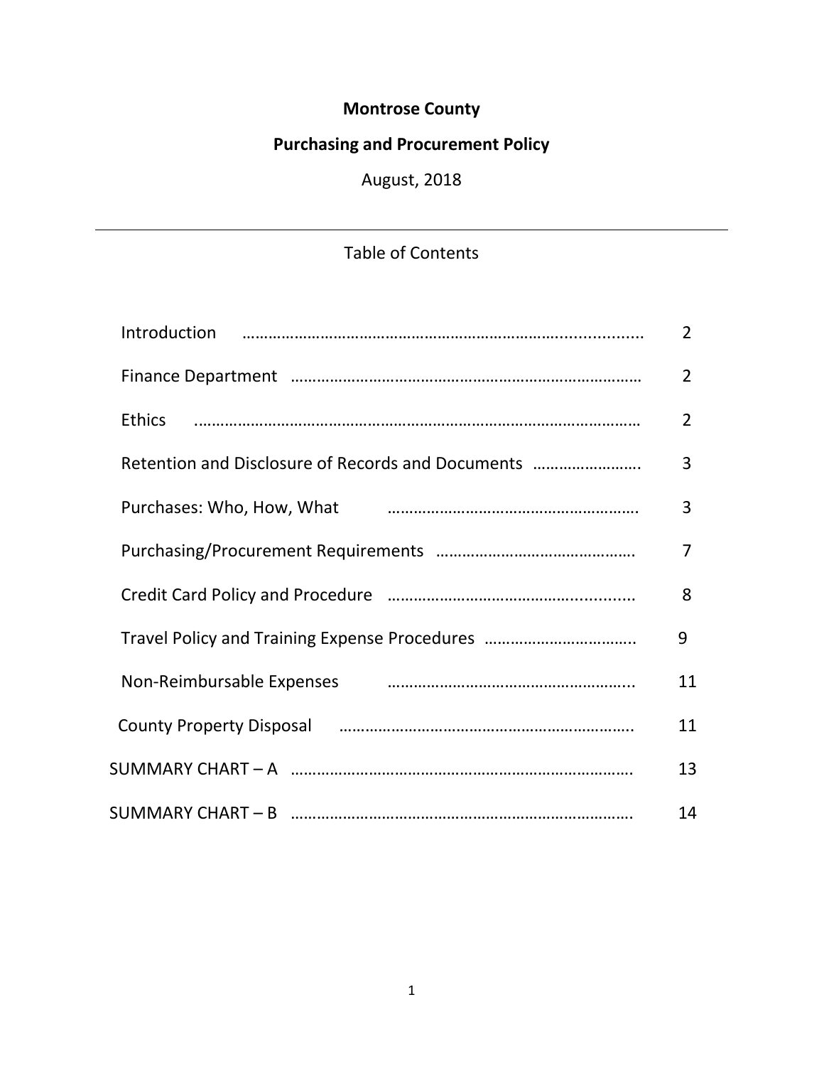**Montrose County**

**Purchasing and Procurement Policy**

August, 2018

---

Table of Contents

| Section | Page |
|---|---|
| Introduction | 2 |
| Finance Department | 2 |
| Ethics | 2 |
| Retention and Disclosure of Records and Documents | 3 |
| Purchases: Who, How, What | 3 |
| Purchasing/Procurement Requirements | 7 |
| Credit Card Policy and Procedure | 8 |
| Travel Policy and Training Expense Procedures | 9 |
| Non-Reimbursable Expenses | 11 |
| County Property Disposal | 11 |
| SUMMARY CHART – A | 13 |
| SUMMARY CHART – B | 14 |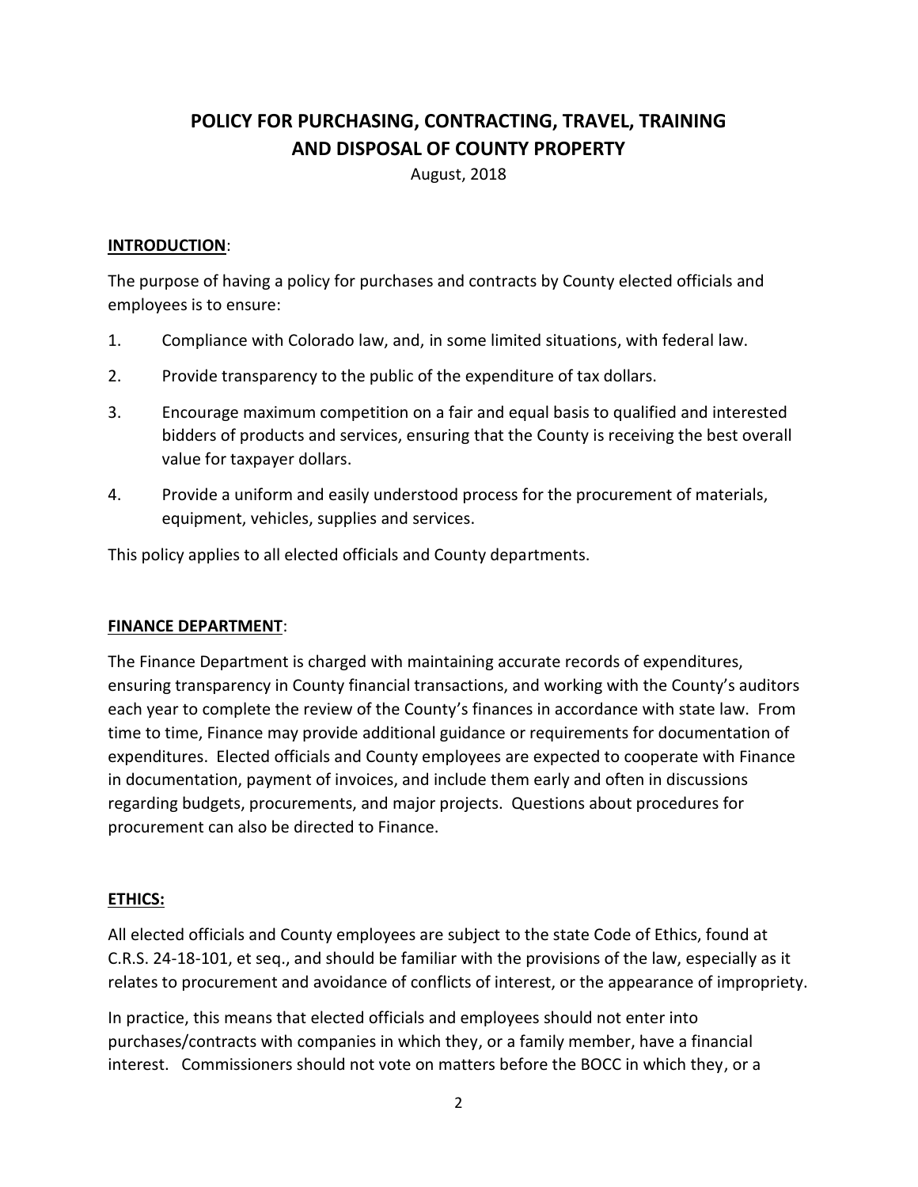# POLICY FOR PURCHASING, CONTRACTING, TRAVEL, TRAINING AND DISPOSAL OF COUNTY PROPERTY

August, 2018

**INTRODUCTION**:

The purpose of having a policy for purchases and contracts by County elected officials and employees is to ensure:

1. Compliance with Colorado law, and, in some limited situations, with federal law.
2. Provide transparency to the public of the expenditure of tax dollars.
3. Encourage maximum competition on a fair and equal basis to qualified and interested bidders of products and services, ensuring that the County is receiving the best overall value for taxpayer dollars.
4. Provide a uniform and easily understood process for the procurement of materials, equipment, vehicles, supplies and services.

This policy applies to all elected officials and County departments.

**FINANCE DEPARTMENT**:

The Finance Department is charged with maintaining accurate records of expenditures, ensuring transparency in County financial transactions, and working with the County's auditors each year to complete the review of the County's finances in accordance with state law. From time to time, Finance may provide additional guidance or requirements for documentation of expenditures. Elected officials and County employees are expected to cooperate with Finance in documentation, payment of invoices, and include them early and often in discussions regarding budgets, procurements, and major projects. Questions about procedures for procurement can also be directed to Finance.

**ETHICS:**

All elected officials and County employees are subject to the state Code of Ethics, found at C.R.S. 24-18-101, et seq., and should be familiar with the provisions of the law, especially as it relates to procurement and avoidance of conflicts of interest, or the appearance of impropriety.

In practice, this means that elected officials and employees should not enter into purchases/contracts with companies in which they, or a family member, have a financial interest. Commissioners should not vote on matters before the BOCC in which they, or a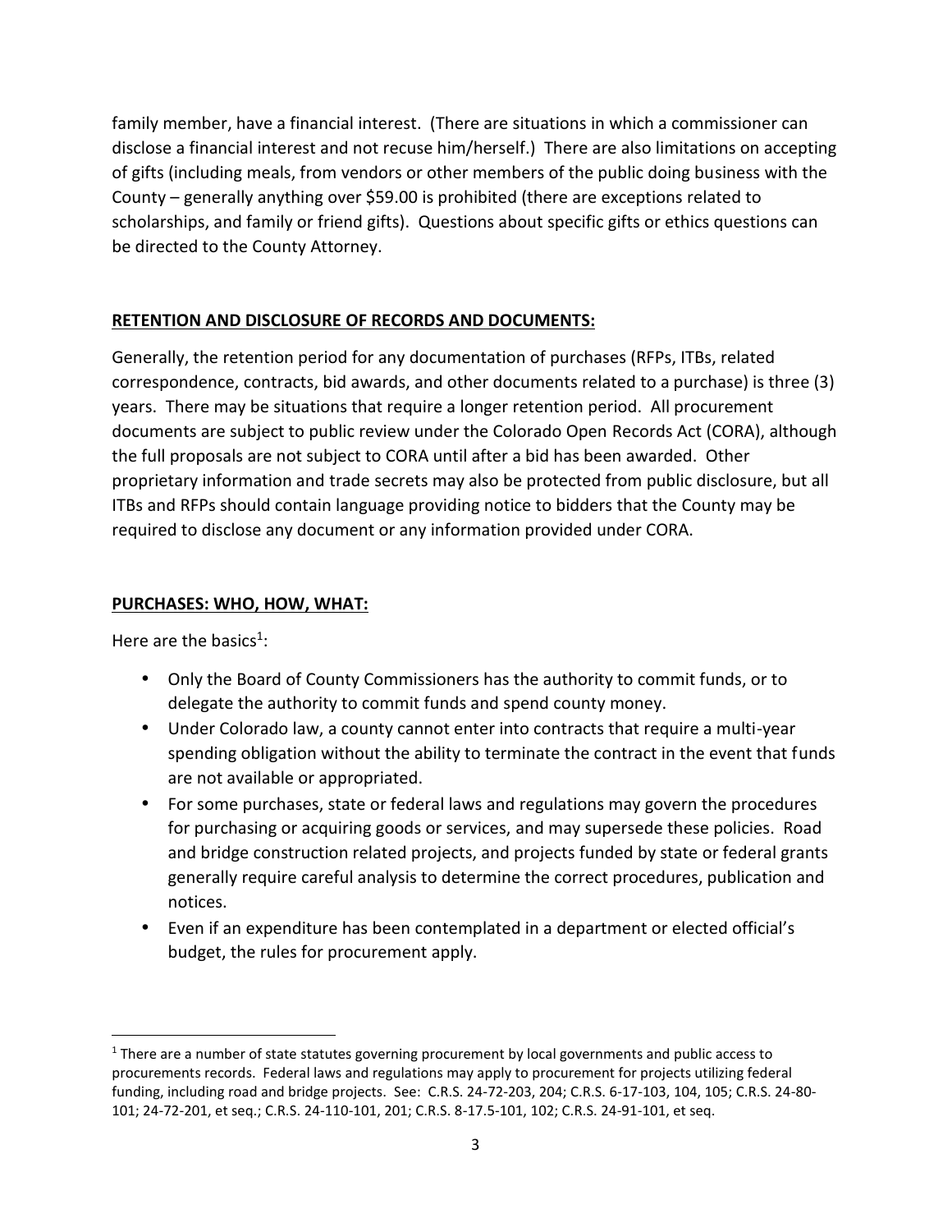family member, have a financial interest. (There are situations in which a commissioner can disclose a financial interest and not recuse him/herself.) There are also limitations on accepting of gifts (including meals, from vendors or other members of the public doing business with the County – generally anything over $59.00 is prohibited (there are exceptions related to scholarships, and family or friend gifts). Questions about specific gifts or ethics questions can be directed to the County Attorney.

## RETENTION AND DISCLOSURE OF RECORDS AND DOCUMENTS:

Generally, the retention period for any documentation of purchases (RFPs, ITBs, related correspondence, contracts, bid awards, and other documents related to a purchase) is three (3) years. There may be situations that require a longer retention period. All procurement documents are subject to public review under the Colorado Open Records Act (CORA), although the full proposals are not subject to CORA until after a bid has been awarded. Other proprietary information and trade secrets may also be protected from public disclosure, but all ITBs and RFPs should contain language providing notice to bidders that the County may be required to disclose any document or any information provided under CORA.

## PURCHASES: WHO, HOW, WHAT:

Here are the basics[1]:

- Only the Board of County Commissioners has the authority to commit funds, or to delegate the authority to commit funds and spend county money.
- Under Colorado law, a county cannot enter into contracts that require a multi-year spending obligation without the ability to terminate the contract in the event that funds are not available or appropriated.
- For some purchases, state or federal laws and regulations may govern the procedures for purchasing or acquiring goods or services, and may supersede these policies. Road and bridge construction related projects, and projects funded by state or federal grants generally require careful analysis to determine the correct procedures, publication and notices.
- Even if an expenditure has been contemplated in a department or elected official's budget, the rules for procurement apply.

[1] There are a number of state statutes governing procurement by local governments and public access to procurements records. Federal laws and regulations may apply to procurement for projects utilizing federal funding, including road and bridge projects. See: C.R.S. 24-72-203, 204; C.R.S. 6-17-103, 104, 105; C.R.S. 24-80-101; 24-72-201, et seq.; C.R.S. 24-110-101, 201; C.R.S. 8-17.5-101, 102; C.R.S. 24-91-101, et seq.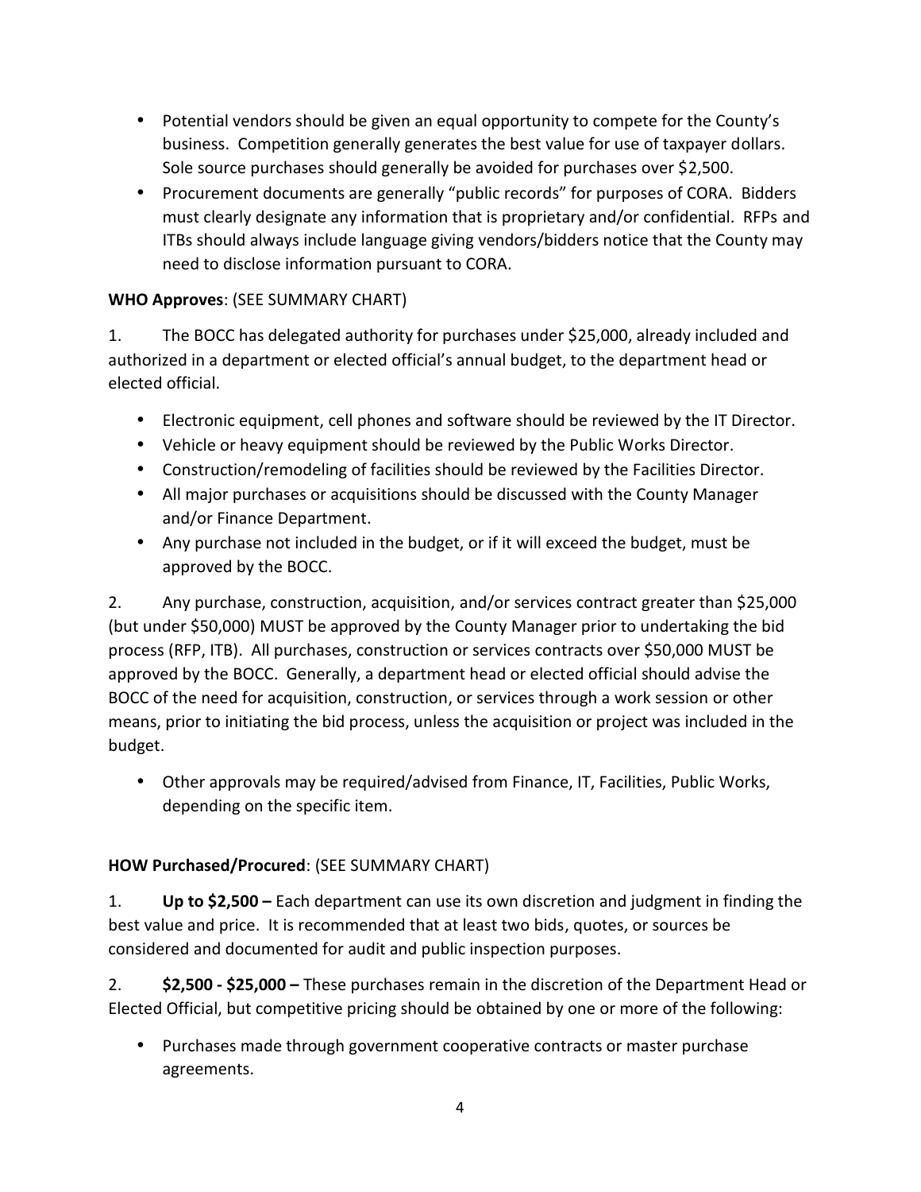- Potential vendors should be given an equal opportunity to compete for the County's business. Competition generally generates the best value for use of taxpayer dollars. Sole source purchases should generally be avoided for purchases over $2,500.
- Procurement documents are generally "public records" for purposes of CORA. Bidders must clearly designate any information that is proprietary and/or confidential. RFPs and ITBs should always include language giving vendors/bidders notice that the County may need to disclose information pursuant to CORA.

**WHO Approves**: (SEE SUMMARY CHART)

1. The BOCC has delegated authority for purchases under $25,000, already included and authorized in a department or elected official's annual budget, to the department head or elected official.

- Electronic equipment, cell phones and software should be reviewed by the IT Director.
- Vehicle or heavy equipment should be reviewed by the Public Works Director.
- Construction/remodeling of facilities should be reviewed by the Facilities Director.
- All major purchases or acquisitions should be discussed with the County Manager and/or Finance Department.
- Any purchase not included in the budget, or if it will exceed the budget, must be approved by the BOCC.

2. Any purchase, construction, acquisition, and/or services contract greater than $25,000 (but under $50,000) MUST be approved by the County Manager prior to undertaking the bid process (RFP, ITB). All purchases, construction or services contracts over $50,000 MUST be approved by the BOCC. Generally, a department head or elected official should advise the BOCC of the need for acquisition, construction, or services through a work session or other means, prior to initiating the bid process, unless the acquisition or project was included in the budget.

- Other approvals may be required/advised from Finance, IT, Facilities, Public Works, depending on the specific item.

**HOW Purchased/Procured**: (SEE SUMMARY CHART)

1. **Up to $2,500 –** Each department can use its own discretion and judgment in finding the best value and price. It is recommended that at least two bids, quotes, or sources be considered and documented for audit and public inspection purposes.

2. **$2,500 - $25,000 –** These purchases remain in the discretion of the Department Head or Elected Official, but competitive pricing should be obtained by one or more of the following:

- Purchases made through government cooperative contracts or master purchase agreements.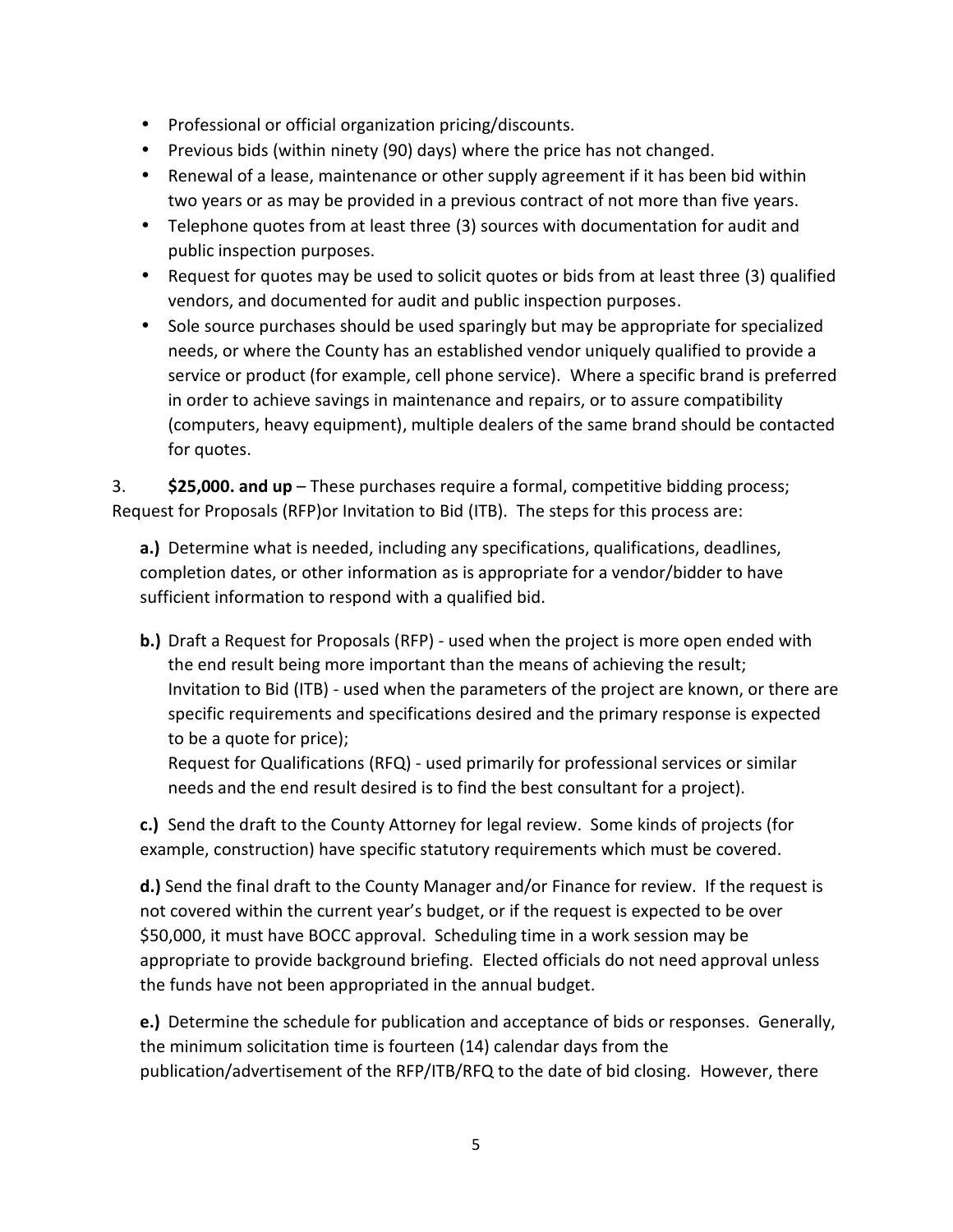- Professional or official organization pricing/discounts.
- Previous bids (within ninety (90) days) where the price has not changed.
- Renewal of a lease, maintenance or other supply agreement if it has been bid within two years or as may be provided in a previous contract of not more than five years.
- Telephone quotes from at least three (3) sources with documentation for audit and public inspection purposes.
- Request for quotes may be used to solicit quotes or bids from at least three (3) qualified vendors, and documented for audit and public inspection purposes.
- Sole source purchases should be used sparingly but may be appropriate for specialized needs, or where the County has an established vendor uniquely qualified to provide a service or product (for example, cell phone service). Where a specific brand is preferred in order to achieve savings in maintenance and repairs, or to assure compatibility (computers, heavy equipment), multiple dealers of the same brand should be contacted for quotes.

3. **$25,000. and up** – These purchases require a formal, competitive bidding process; Request for Proposals (RFP)or Invitation to Bid (ITB). The steps for this process are:

**a.)** Determine what is needed, including any specifications, qualifications, deadlines, completion dates, or other information as is appropriate for a vendor/bidder to have sufficient information to respond with a qualified bid.

**b.)** Draft a Request for Proposals (RFP) - used when the project is more open ended with the end result being more important than the means of achieving the result; Invitation to Bid (ITB) - used when the parameters of the project are known, or there are specific requirements and specifications desired and the primary response is expected to be a quote for price);
Request for Qualifications (RFQ) - used primarily for professional services or similar needs and the end result desired is to find the best consultant for a project).

**c.)** Send the draft to the County Attorney for legal review. Some kinds of projects (for example, construction) have specific statutory requirements which must be covered.

**d.)** Send the final draft to the County Manager and/or Finance for review. If the request is not covered within the current year's budget, or if the request is expected to be over $50,000, it must have BOCC approval. Scheduling time in a work session may be appropriate to provide background briefing. Elected officials do not need approval unless the funds have not been appropriated in the annual budget.

**e.)** Determine the schedule for publication and acceptance of bids or responses. Generally, the minimum solicitation time is fourteen (14) calendar days from the publication/advertisement of the RFP/ITB/RFQ to the date of bid closing. However, there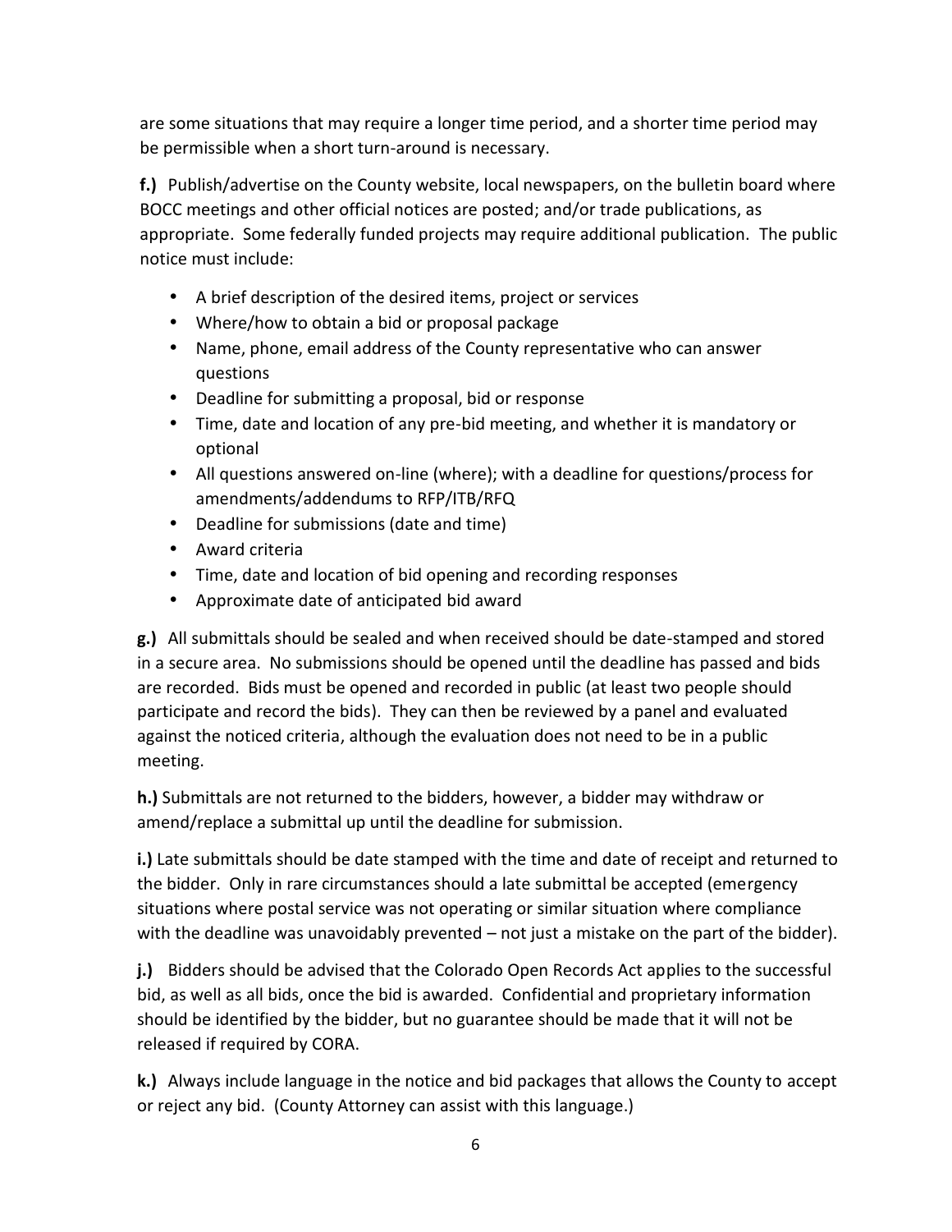are some situations that may require a longer time period, and a shorter time period may be permissible when a short turn-around is necessary.

**f.)** Publish/advertise on the County website, local newspapers, on the bulletin board where BOCC meetings and other official notices are posted; and/or trade publications, as appropriate. Some federally funded projects may require additional publication. The public notice must include:

- A brief description of the desired items, project or services
- Where/how to obtain a bid or proposal package
- Name, phone, email address of the County representative who can answer questions
- Deadline for submitting a proposal, bid or response
- Time, date and location of any pre-bid meeting, and whether it is mandatory or optional
- All questions answered on-line (where); with a deadline for questions/process for amendments/addendums to RFP/ITB/RFQ
- Deadline for submissions (date and time)
- Award criteria
- Time, date and location of bid opening and recording responses
- Approximate date of anticipated bid award

**g.)** All submittals should be sealed and when received should be date-stamped and stored in a secure area. No submissions should be opened until the deadline has passed and bids are recorded. Bids must be opened and recorded in public (at least two people should participate and record the bids). They can then be reviewed by a panel and evaluated against the noticed criteria, although the evaluation does not need to be in a public meeting.

**h.)** Submittals are not returned to the bidders, however, a bidder may withdraw or amend/replace a submittal up until the deadline for submission.

**i.)** Late submittals should be date stamped with the time and date of receipt and returned to the bidder. Only in rare circumstances should a late submittal be accepted (emergency situations where postal service was not operating or similar situation where compliance with the deadline was unavoidably prevented – not just a mistake on the part of the bidder).

**j.)** Bidders should be advised that the Colorado Open Records Act applies to the successful bid, as well as all bids, once the bid is awarded. Confidential and proprietary information should be identified by the bidder, but no guarantee should be made that it will not be released if required by CORA.

**k.)** Always include language in the notice and bid packages that allows the County to accept or reject any bid. (County Attorney can assist with this language.)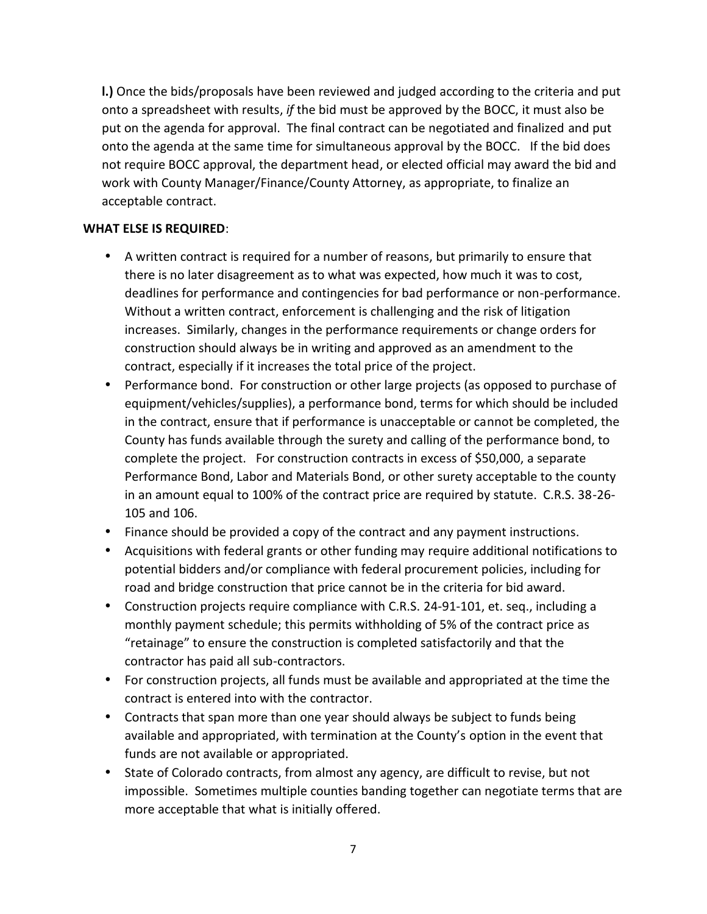**l.)** Once the bids/proposals have been reviewed and judged according to the criteria and put onto a spreadsheet with results, *if* the bid must be approved by the BOCC, it must also be put on the agenda for approval. The final contract can be negotiated and finalized and put onto the agenda at the same time for simultaneous approval by the BOCC. If the bid does not require BOCC approval, the department head, or elected official may award the bid and work with County Manager/Finance/County Attorney, as appropriate, to finalize an acceptable contract.

**WHAT ELSE IS REQUIRED**:

- A written contract is required for a number of reasons, but primarily to ensure that there is no later disagreement as to what was expected, how much it was to cost, deadlines for performance and contingencies for bad performance or non-performance. Without a written contract, enforcement is challenging and the risk of litigation increases. Similarly, changes in the performance requirements or change orders for construction should always be in writing and approved as an amendment to the contract, especially if it increases the total price of the project.
- Performance bond. For construction or other large projects (as opposed to purchase of equipment/vehicles/supplies), a performance bond, terms for which should be included in the contract, ensure that if performance is unacceptable or cannot be completed, the County has funds available through the surety and calling of the performance bond, to complete the project. For construction contracts in excess of $50,000, a separate Performance Bond, Labor and Materials Bond, or other surety acceptable to the county in an amount equal to 100% of the contract price are required by statute. C.R.S. 38-26-105 and 106.
- Finance should be provided a copy of the contract and any payment instructions.
- Acquisitions with federal grants or other funding may require additional notifications to potential bidders and/or compliance with federal procurement policies, including for road and bridge construction that price cannot be in the criteria for bid award.
- Construction projects require compliance with C.R.S. 24-91-101, et. seq., including a monthly payment schedule; this permits withholding of 5% of the contract price as "retainage" to ensure the construction is completed satisfactorily and that the contractor has paid all sub-contractors.
- For construction projects, all funds must be available and appropriated at the time the contract is entered into with the contractor.
- Contracts that span more than one year should always be subject to funds being available and appropriated, with termination at the County's option in the event that funds are not available or appropriated.
- State of Colorado contracts, from almost any agency, are difficult to revise, but not impossible. Sometimes multiple counties banding together can negotiate terms that are more acceptable that what is initially offered.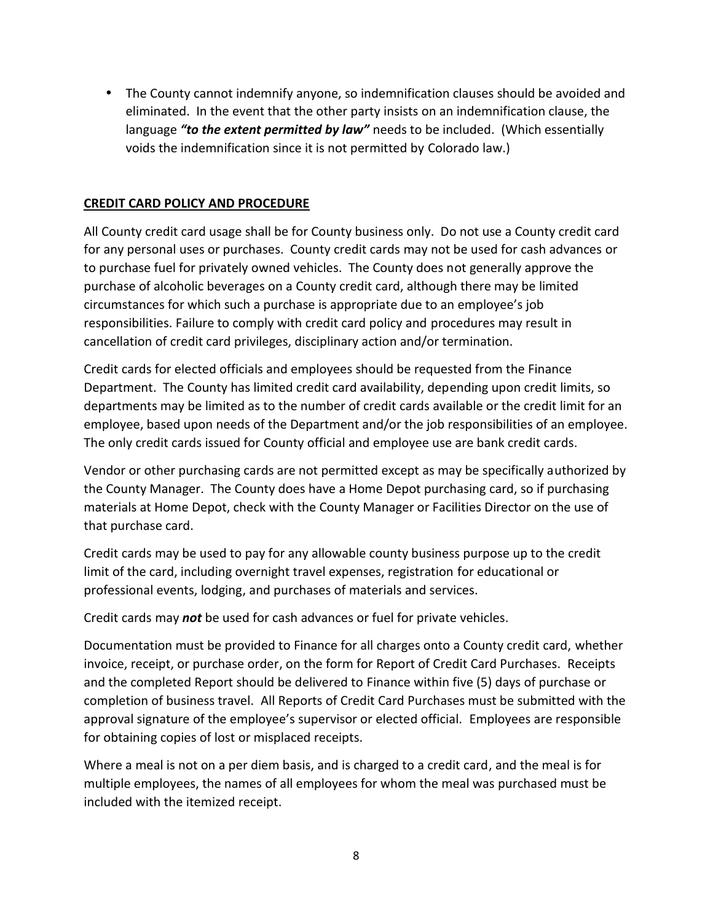- The County cannot indemnify anyone, so indemnification clauses should be avoided and eliminated. In the event that the other party insists on an indemnification clause, the language ***"to the extent permitted by law"*** needs to be included. (Which essentially voids the indemnification since it is not permitted by Colorado law.)

## CREDIT CARD POLICY AND PROCEDURE

All County credit card usage shall be for County business only. Do not use a County credit card for any personal uses or purchases. County credit cards may not be used for cash advances or to purchase fuel for privately owned vehicles. The County does not generally approve the purchase of alcoholic beverages on a County credit card, although there may be limited circumstances for which such a purchase is appropriate due to an employee's job responsibilities. Failure to comply with credit card policy and procedures may result in cancellation of credit card privileges, disciplinary action and/or termination.

Credit cards for elected officials and employees should be requested from the Finance Department. The County has limited credit card availability, depending upon credit limits, so departments may be limited as to the number of credit cards available or the credit limit for an employee, based upon needs of the Department and/or the job responsibilities of an employee. The only credit cards issued for County official and employee use are bank credit cards.

Vendor or other purchasing cards are not permitted except as may be specifically authorized by the County Manager. The County does have a Home Depot purchasing card, so if purchasing materials at Home Depot, check with the County Manager or Facilities Director on the use of that purchase card.

Credit cards may be used to pay for any allowable county business purpose up to the credit limit of the card, including overnight travel expenses, registration for educational or professional events, lodging, and purchases of materials and services.

Credit cards may ***not*** be used for cash advances or fuel for private vehicles.

Documentation must be provided to Finance for all charges onto a County credit card, whether invoice, receipt, or purchase order, on the form for Report of Credit Card Purchases. Receipts and the completed Report should be delivered to Finance within five (5) days of purchase or completion of business travel. All Reports of Credit Card Purchases must be submitted with the approval signature of the employee's supervisor or elected official. Employees are responsible for obtaining copies of lost or misplaced receipts.

Where a meal is not on a per diem basis, and is charged to a credit card, and the meal is for multiple employees, the names of all employees for whom the meal was purchased must be included with the itemized receipt.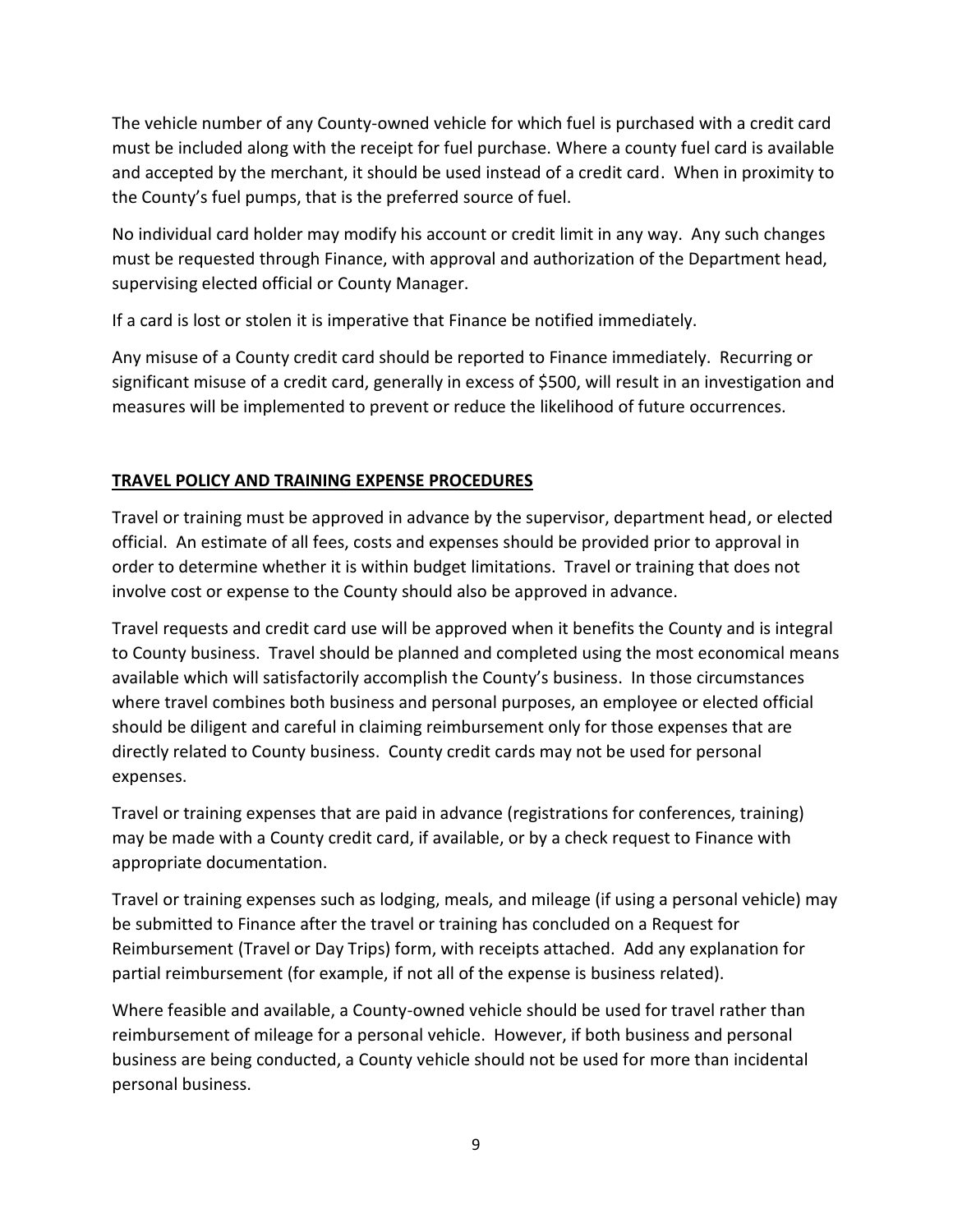The vehicle number of any County-owned vehicle for which fuel is purchased with a credit card must be included along with the receipt for fuel purchase. Where a county fuel card is available and accepted by the merchant, it should be used instead of a credit card. When in proximity to the County's fuel pumps, that is the preferred source of fuel.

No individual card holder may modify his account or credit limit in any way. Any such changes must be requested through Finance, with approval and authorization of the Department head, supervising elected official or County Manager.

If a card is lost or stolen it is imperative that Finance be notified immediately.

Any misuse of a County credit card should be reported to Finance immediately. Recurring or significant misuse of a credit card, generally in excess of $500, will result in an investigation and measures will be implemented to prevent or reduce the likelihood of future occurrences.

## TRAVEL POLICY AND TRAINING EXPENSE PROCEDURES

Travel or training must be approved in advance by the supervisor, department head, or elected official. An estimate of all fees, costs and expenses should be provided prior to approval in order to determine whether it is within budget limitations. Travel or training that does not involve cost or expense to the County should also be approved in advance.

Travel requests and credit card use will be approved when it benefits the County and is integral to County business. Travel should be planned and completed using the most economical means available which will satisfactorily accomplish the County's business. In those circumstances where travel combines both business and personal purposes, an employee or elected official should be diligent and careful in claiming reimbursement only for those expenses that are directly related to County business. County credit cards may not be used for personal expenses.

Travel or training expenses that are paid in advance (registrations for conferences, training) may be made with a County credit card, if available, or by a check request to Finance with appropriate documentation.

Travel or training expenses such as lodging, meals, and mileage (if using a personal vehicle) may be submitted to Finance after the travel or training has concluded on a Request for Reimbursement (Travel or Day Trips) form, with receipts attached. Add any explanation for partial reimbursement (for example, if not all of the expense is business related).

Where feasible and available, a County-owned vehicle should be used for travel rather than reimbursement of mileage for a personal vehicle. However, if both business and personal business are being conducted, a County vehicle should not be used for more than incidental personal business.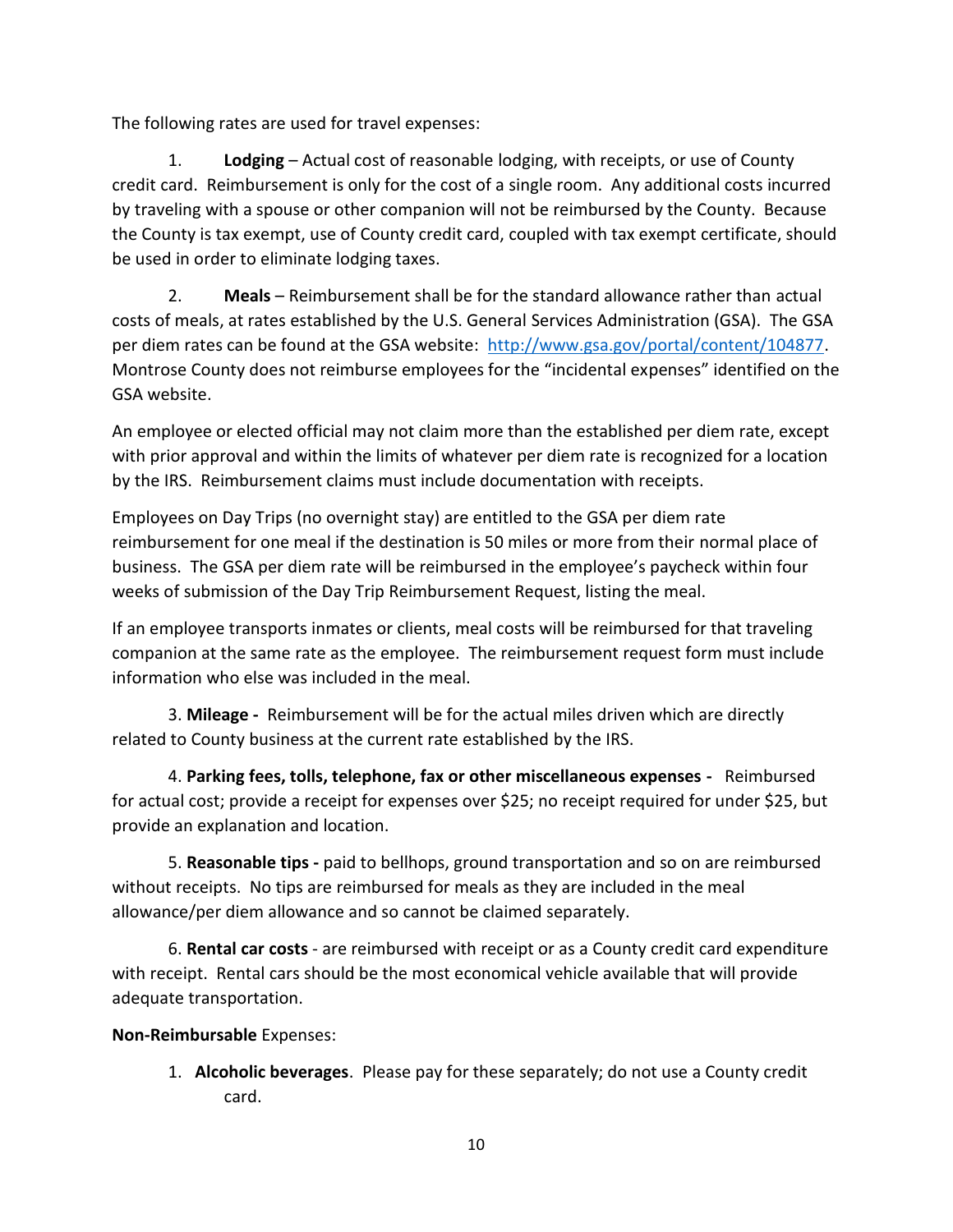The following rates are used for travel expenses:

1. **Lodging** – Actual cost of reasonable lodging, with receipts, or use of County credit card. Reimbursement is only for the cost of a single room. Any additional costs incurred by traveling with a spouse or other companion will not be reimbursed by the County. Because the County is tax exempt, use of County credit card, coupled with tax exempt certificate, should be used in order to eliminate lodging taxes.

2. **Meals** – Reimbursement shall be for the standard allowance rather than actual costs of meals, at rates established by the U.S. General Services Administration (GSA). The GSA per diem rates can be found at the GSA website: [http://www.gsa.gov/portal/content/104877](http://www.gsa.gov/portal/content/104877). Montrose County does not reimburse employees for the "incidental expenses" identified on the GSA website.

An employee or elected official may not claim more than the established per diem rate, except with prior approval and within the limits of whatever per diem rate is recognized for a location by the IRS. Reimbursement claims must include documentation with receipts.

Employees on Day Trips (no overnight stay) are entitled to the GSA per diem rate reimbursement for one meal if the destination is 50 miles or more from their normal place of business. The GSA per diem rate will be reimbursed in the employee's paycheck within four weeks of submission of the Day Trip Reimbursement Request, listing the meal.

If an employee transports inmates or clients, meal costs will be reimbursed for that traveling companion at the same rate as the employee. The reimbursement request form must include information who else was included in the meal.

3. **Mileage -** Reimbursement will be for the actual miles driven which are directly related to County business at the current rate established by the IRS.

4. **Parking fees, tolls, telephone, fax or other miscellaneous expenses -** Reimbursed for actual cost; provide a receipt for expenses over $25; no receipt required for under $25, but provide an explanation and location.

5. **Reasonable tips -** paid to bellhops, ground transportation and so on are reimbursed without receipts. No tips are reimbursed for meals as they are included in the meal allowance/per diem allowance and so cannot be claimed separately.

6. **Rental car costs** - are reimbursed with receipt or as a County credit card expenditure with receipt. Rental cars should be the most economical vehicle available that will provide adequate transportation.

**Non-Reimbursable** Expenses:

1. **Alcoholic beverages**. Please pay for these separately; do not use a County credit card.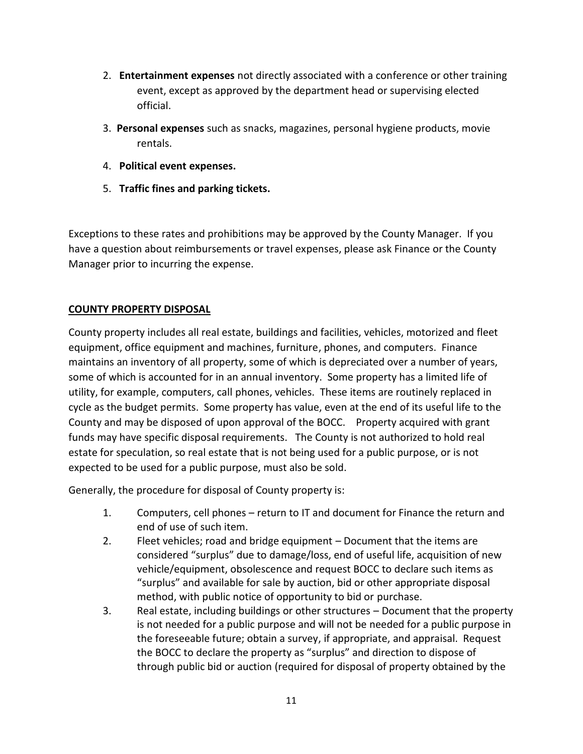2. **Entertainment expenses** not directly associated with a conference or other training event, except as approved by the department head or supervising elected official.
3. **Personal expenses** such as snacks, magazines, personal hygiene products, movie rentals.
4. **Political event expenses.**
5. **Traffic fines and parking tickets.**

Exceptions to these rates and prohibitions may be approved by the County Manager. If you have a question about reimbursements or travel expenses, please ask Finance or the County Manager prior to incurring the expense.

## COUNTY PROPERTY DISPOSAL

County property includes all real estate, buildings and facilities, vehicles, motorized and fleet equipment, office equipment and machines, furniture, phones, and computers. Finance maintains an inventory of all property, some of which is depreciated over a number of years, some of which is accounted for in an annual inventory. Some property has a limited life of utility, for example, computers, call phones, vehicles. These items are routinely replaced in cycle as the budget permits. Some property has value, even at the end of its useful life to the County and may be disposed of upon approval of the BOCC. Property acquired with grant funds may have specific disposal requirements. The County is not authorized to hold real estate for speculation, so real estate that is not being used for a public purpose, or is not expected to be used for a public purpose, must also be sold.

Generally, the procedure for disposal of County property is:

1. Computers, cell phones – return to IT and document for Finance the return and end of use of such item.
2. Fleet vehicles; road and bridge equipment – Document that the items are considered "surplus" due to damage/loss, end of useful life, acquisition of new vehicle/equipment, obsolescence and request BOCC to declare such items as "surplus" and available for sale by auction, bid or other appropriate disposal method, with public notice of opportunity to bid or purchase.
3. Real estate, including buildings or other structures – Document that the property is not needed for a public purpose and will not be needed for a public purpose in the foreseeable future; obtain a survey, if appropriate, and appraisal. Request the BOCC to declare the property as "surplus" and direction to dispose of through public bid or auction (required for disposal of property obtained by the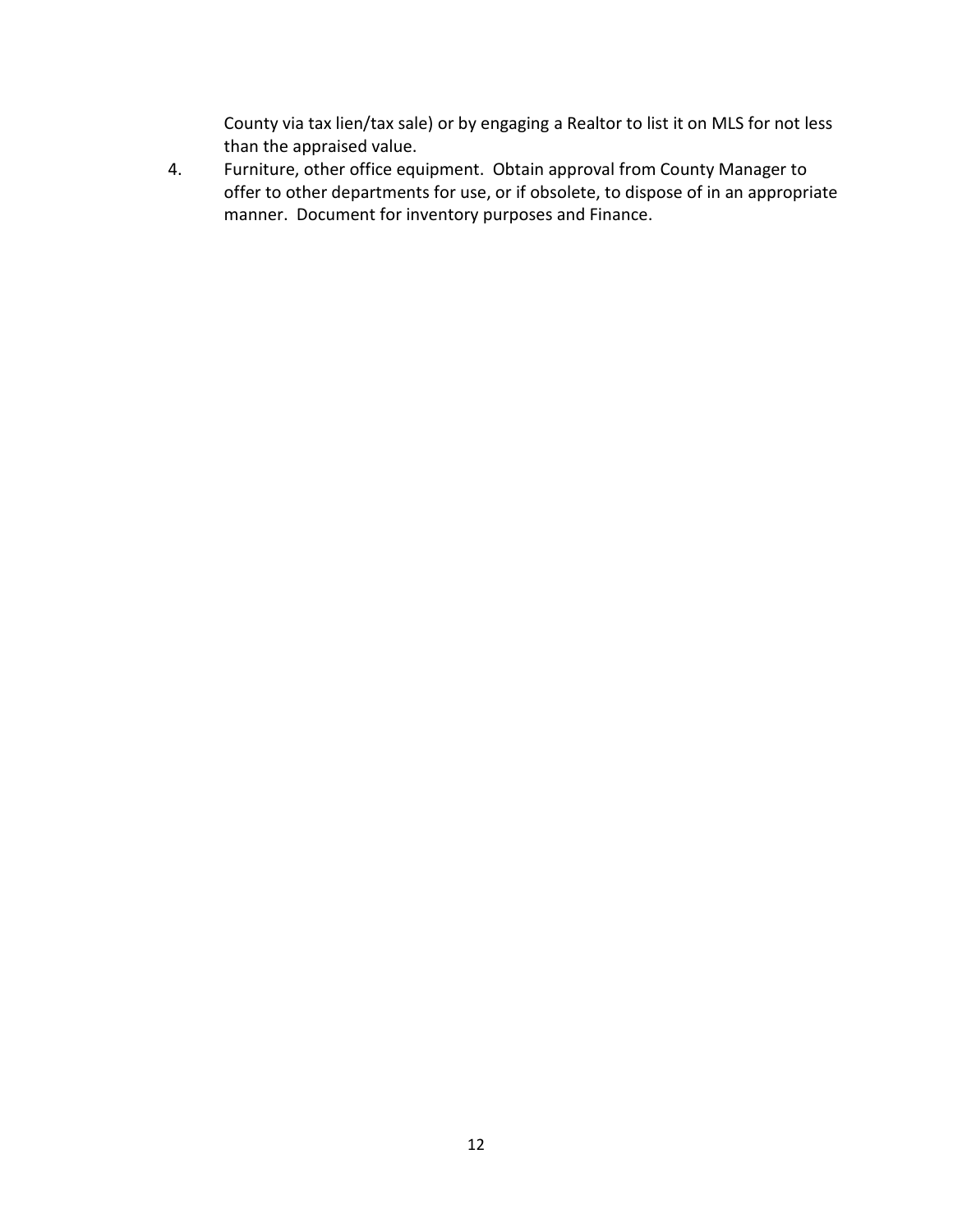County via tax lien/tax sale) or by engaging a Realtor to list it on MLS for not less than the appraised value.

4. Furniture, other office equipment. Obtain approval from County Manager to offer to other departments for use, or if obsolete, to dispose of in an appropriate manner. Document for inventory purposes and Finance.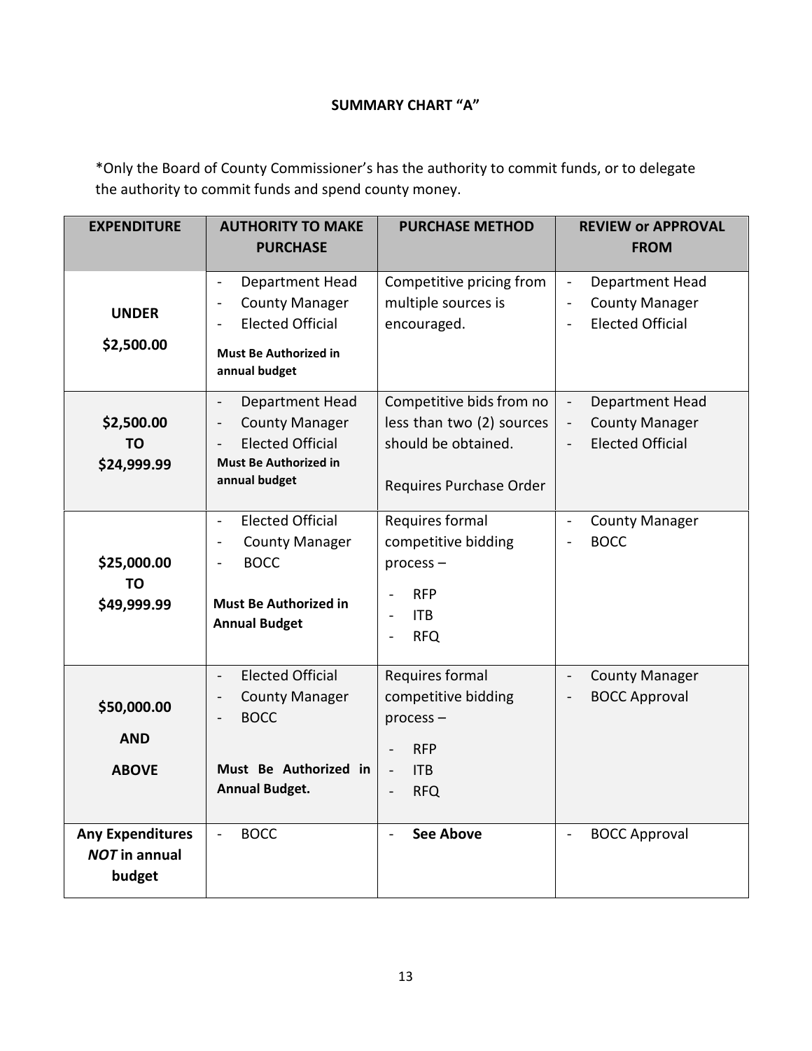## SUMMARY CHART "A"

*Only the Board of County Commissioner's has the authority to commit funds, or to delegate the authority to commit funds and spend county money.

| EXPENDITURE | AUTHORITY TO MAKE PURCHASE | PURCHASE METHOD | REVIEW or APPROVAL FROM |
|---|---|---|---|
| **UNDER $2,500.00** | - Department Head<br>- County Manager<br>- Elected Official<br>**Must Be Authorized in annual budget** | Competitive pricing from multiple sources is encouraged. | - Department Head<br>- County Manager<br>- Elected Official |
| **$2,500.00 TO $24,999.99** | - Department Head<br>- County Manager<br>- Elected Official<br>**Must Be Authorized in annual budget** | Competitive bids from no less than two (2) sources should be obtained.<br><br>Requires Purchase Order | - Department Head<br>- County Manager<br>- Elected Official |
| **$25,000.00 TO $49,999.99** | - Elected Official<br>- County Manager<br>- BOCC<br><br>**Must Be Authorized in Annual Budget** | Requires formal competitive bidding process –<br>- RFP<br>- ITB<br>- RFQ | - County Manager<br>- BOCC |
| **$50,000.00 AND ABOVE** | - Elected Official<br>- County Manager<br>- BOCC<br><br>**Must Be Authorized in Annual Budget.** | Requires formal competitive bidding process –<br>- RFP<br>- ITB<br>- RFQ | - County Manager<br>- BOCC Approval |
| **Any Expenditures *NOT* in annual budget** | - BOCC | - **See Above** | - BOCC Approval |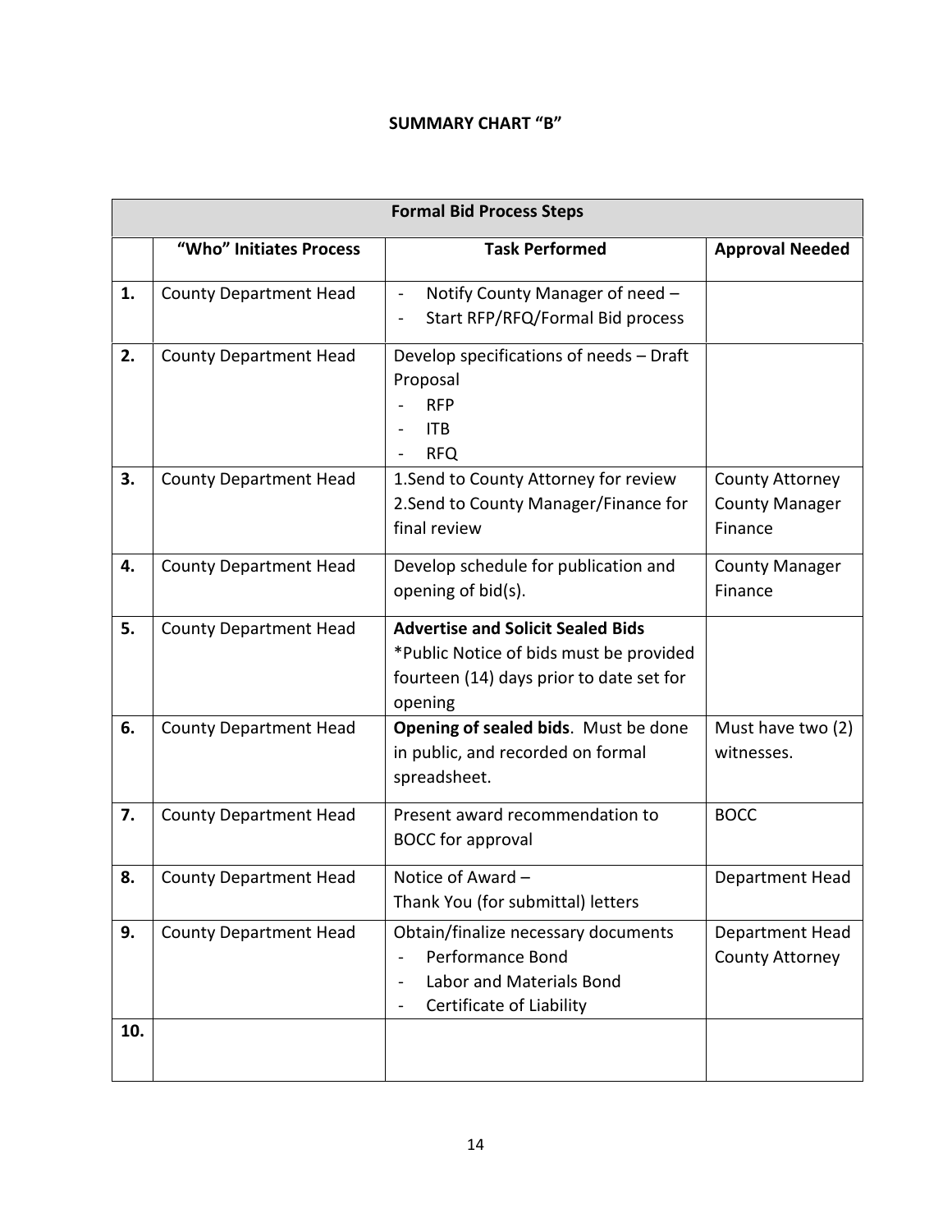**SUMMARY CHART "B"**

| Formal Bid Process Steps | | | |
|---|---|---|---|
| | **"Who" Initiates Process** | **Task Performed** | **Approval Needed** |
| **1.** | County Department Head | - Notify County Manager of need – <br> - Start RFP/RFQ/Formal Bid process | |
| **2.** | County Department Head | Develop specifications of needs – Draft Proposal <br> - RFP <br> - ITB <br> - RFQ | |
| **3.** | County Department Head | 1.Send to County Attorney for review <br> 2.Send to County Manager/Finance for final review | County Attorney <br> County Manager <br> Finance |
| **4.** | County Department Head | Develop schedule for publication and opening of bid(s). | County Manager <br> Finance |
| **5.** | County Department Head | **Advertise and Solicit Sealed Bids** <br> *Public Notice of bids must be provided fourteen (14) days prior to date set for opening | |
| **6.** | County Department Head | **Opening of sealed bids**. Must be done in public, and recorded on formal spreadsheet. | Must have two (2) witnesses. |
| **7.** | County Department Head | Present award recommendation to BOCC for approval | BOCC |
| **8.** | County Department Head | Notice of Award – <br> Thank You (for submittal) letters | Department Head |
| **9.** | County Department Head | Obtain/finalize necessary documents <br> - Performance Bond <br> - Labor and Materials Bond <br> - Certificate of Liability | Department Head <br> County Attorney |
| **10.** | | | |